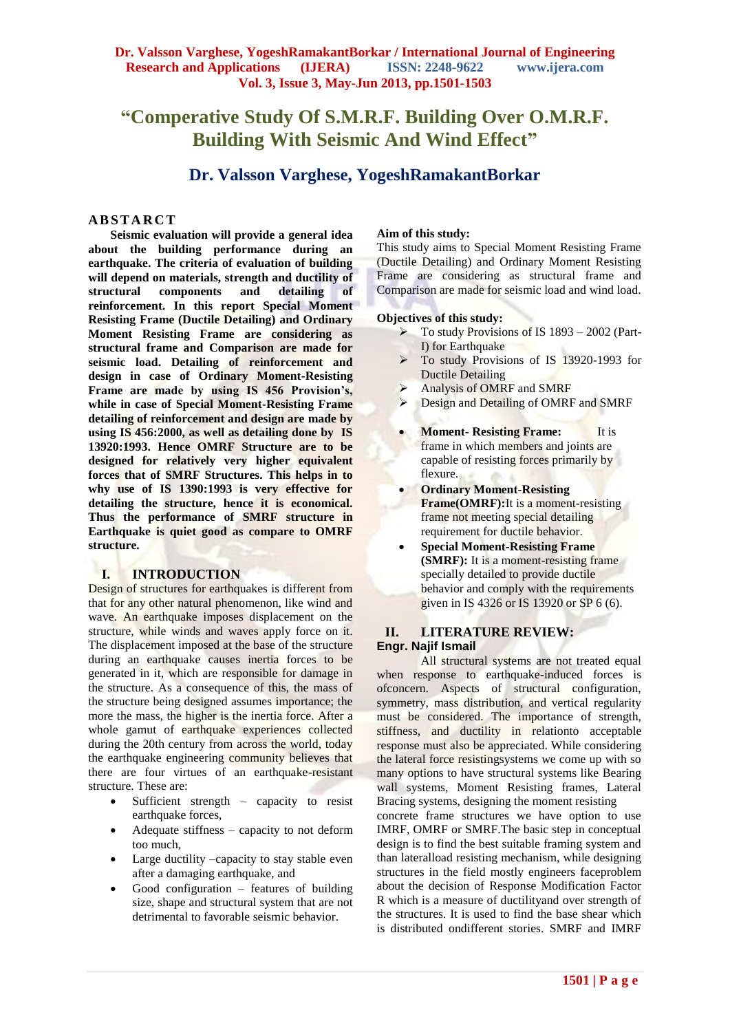# "Comperative Study Of S.M.R.F. Building Over O.M.R.F. Building With Seismic And Wind Effect"

## Dr. Valsson Varghese, YogeshRamakantBorkar

### ABSTARCT

**Seismic evaluation will provide a general idea about the building performance during an earthquake. The criteria of evaluation of building will depend on materials, strength and ductility of structural components and detailing of reinforcement. In this report Special Moment Resisting Frame (Ductile Detailing) and Ordinary Moment Resisting Frame are considering as structural frame and Comparison are made for seismic load. Detailing of reinforcement and design in case of Ordinary Moment-Resisting Frame are made by using IS 456 Provision's, while in case of Special Moment-Resisting Frame detailing of reinforcement and design are made by using IS 456:2000, as well as detailing done by IS 13920:1993. Hence OMRF Structure are to be designed for relatively very higher equivalent forces that of SMRF Structures. This helps in to why use of IS 1390:1993 is very effective for detailing the structure, hence it is economical. Thus the performance of SMRF structure in Earthquake is quiet good as compare to OMRF structure.**

### I. INTRODUCTION

Design of structures for earthquakes is different from that for any other natural phenomenon, like wind and wave. An earthquake imposes displacement on the structure, while winds and waves apply force on it. The displacement imposed at the base of the structure during an earthquake causes inertia forces to be generated in it, which are responsible for damage in the structure. As a consequence of this, the mass of the structure being designed assumes importance; the more the mass, the higher is the inertia force. After a whole gamut of earthquake experiences collected during the 20th century from across the world, today the earthquake engineering community believes that there are four virtues of an earthquake-resistant structure. These are:

- Sufficient strength – capacity to resist earthquake forces,
- Adequate stiffness – capacity to not deform too much,
- Large ductility –capacity to stay stable even after a damaging earthquake, and
- Good configuration – features of building size, shape and structural system that are not detrimental to favorable seismic behavior.

**Aim of this study:**

This study aims to Special Moment Resisting Frame (Ductile Detailing) and Ordinary Moment Resisting Frame are considering as structural frame and Comparison are made for seismic load and wind load.

**Objectives of this study:**

- To study Provisions of IS 1893 – 2002 (Part-I) for Earthquake
- To study Provisions of IS 13920-1993 for Ductile Detailing
- Analysis of OMRF and SMRF
- Design and Detailing of OMRF and SMRF

- **Moment- Resisting Frame:** It is frame in which members and joints are capable of resisting forces primarily by flexure.
- **Ordinary Moment-Resisting Frame(OMRF):**It is a moment-resisting frame not meeting special detailing requirement for ductile behavior.
- **Special Moment-Resisting Frame (SMRF):** It is a moment-resisting frame specially detailed to provide ductile behavior and comply with the requirements given in IS 4326 or IS 13920 or SP 6 (6).

### II. LITERATURE REVIEW:

**Engr. Najif Ismail**

All structural systems are not treated equal when response to earthquake-induced forces is ofconcern. Aspects of structural configuration, symmetry, mass distribution, and vertical regularity must be considered. The importance of strength, stiffness, and ductility in relationto acceptable response must also be appreciated. While considering the lateral force resistingsystems we come up with so many options to have structural systems like Bearing wall systems, Moment Resisting frames, Lateral Bracing systems, designing the moment resisting concrete frame structures we have option to use IMRF, OMRF or SMRF.The basic step in conceptual design is to find the best suitable framing system and than lateralload resisting mechanism, while designing structures in the field mostly engineers faceproblem about the decision of Response Modification Factor R which is a measure of ductilityand over strength of the structures. It is used to find the base shear which is distributed ondifferent stories. SMRF and IMRF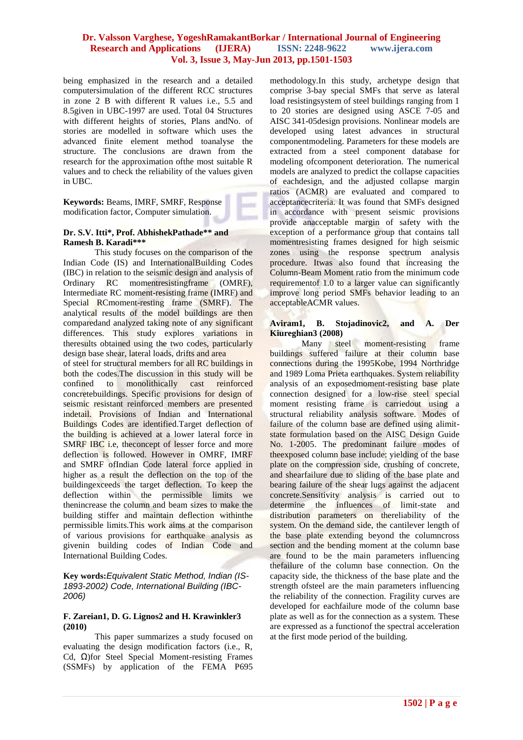being emphasized in the research and a detailed computersimulation of the different RCC structures in zone 2 B with different R values i.e., 5.5 and 8.5given in UBC-1997 are used. Total 04 Structures with different heights of stories, Plans andNo. of stories are modelled in software which uses the advanced finite element method toanalyse the structure. The conclusions are drawn from the research for the approximation ofthe most suitable R values and to check the reliability of the values given in UBC.

**Keywords:** Beams, IMRF, SMRF, Response modification factor, Computer simulation.

**Dr. S.V. Itti\*, Prof. AbhishekPathade\*\* and Ramesh B. Karadi\*\*\***

This study focuses on the comparison of the Indian Code (IS) and InternationalBuilding Codes (IBC) in relation to the seismic design and analysis of Ordinary RC momentresistingframe (OMRF), Intermediate RC moment-resisting frame (IMRF) and Special RCmoment-resting frame (SMRF). The analytical results of the model buildings are then comparedand analyzed taking note of any significant differences. This study explores variations in theresults obtained using the two codes, particularly design base shear, lateral loads, drifts and area of steel for structural members for all RC buildings in both the codes.The discussion in this study will be confined to monolithically cast reinforced concretebuildings. Specific provisions for design of seismic resistant reinforced members are presented indetail. Provisions of Indian and International Buildings Codes are identified.Target deflection of the building is achieved at a lower lateral force in SMRF IBC i.e, theconcept of lesser force and more deflection is followed. However in OMRF, IMRF and SMRF ofIndian Code lateral force applied in higher as a result the deflection on the top of the buildingexceeds the target deflection. To keep the deflection within the permissible limits we thenincrease the column and beam sizes to make the building stiffer and maintain deflection withinthe permissible limits.This work aims at the comparison of various provisions for earthquake analysis as givenin building codes of Indian Code and International Building Codes.

**Key words:***Equivalent Static Method, Indian (IS-1893-2002) Code, International Building (IBC-2006)*

**F. Zareian1, D. G. Lignos2 and H. Krawinkler3 (2010)**

This paper summarizes a study focused on evaluating the design modification factors (i.e., R, Cd, Ω)for Steel Special Moment-resisting Frames (SSMFs) by application of the FEMA P695 methodology.In this study, archetype design that comprise 3-bay special SMFs that serve as lateral load resistingsystem of steel buildings ranging from 1 to 20 stories are designed using ASCE 7-05 and AISC 341-05design provisions. Nonlinear models are developed using latest advances in structural componentmodeling. Parameters for these models are extracted from a steel component database for modeling ofcomponent deterioration. The numerical models are analyzed to predict the collapse capacities of eachdesign, and the adjusted collapse margin ratios (ACMR) are evaluated and compared to acceptancecriteria. It was found that SMFs designed in accordance with present seismic provisions provide anacceptable margin of safety with the exception of a performance group that contains tall momentresisting frames designed for high seismic zones using the response spectrum analysis procedure. Itwas also found that increasing the Column-Beam Moment ratio from the minimum code requirementof 1.0 to a larger value can significantly improve long period SMFs behavior leading to an acceptableACMR values.

**Aviram1, B. Stojadinovic2, and A. Der Kiureghian3 (2008)**

Many steel moment-resisting frame buildings suffered failure at their column base connections during the 1995Kobe, 1994 Northridge and 1989 Loma Prieta earthquakes. System reliability analysis of an exposedmoment-resisting base plate connection designed for a low-rise steel special moment resisting frame is carriedout using a structural reliability analysis software. Modes of failure of the column base are defined using alimit-state formulation based on the AISC Design Guide No. 1-2005. The predominant failure modes of theexposed column base include: yielding of the base plate on the compression side, crushing of concrete, and shearfailure due to sliding of the base plate and bearing failure of the shear lugs against the adjacent concrete.Sensitivity analysis is carried out to determine the influences of limit-state and distribution parameters on thereliability of the system. On the demand side, the cantilever length of the base plate extending beyond the columncross section and the bending moment at the column base are found to be the main parameters influencing thefailure of the column base connection. On the capacity side, the thickness of the base plate and the strength ofsteel are the main parameters influencing the reliability of the connection. Fragility curves are developed for eachfailure mode of the column base plate as well as for the connection as a system. These are expressed as a functionof the spectral acceleration at the first mode period of the building.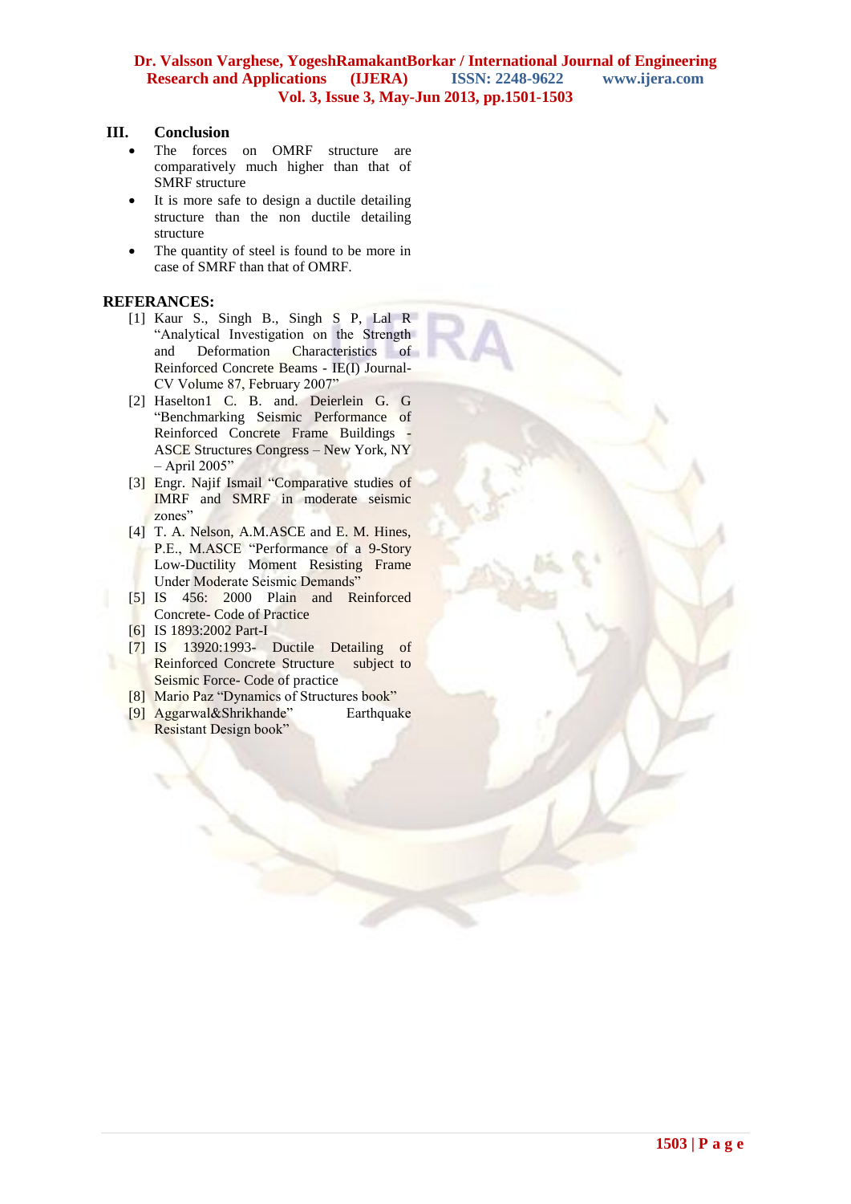## III. Conclusion

- The forces on OMRF structure are comparatively much higher than that of SMRF structure
- It is more safe to design a ductile detailing structure than the non ductile detailing structure
- The quantity of steel is found to be more in case of SMRF than that of OMRF.

## REFERANCES:

[1] Kaur S., Singh B., Singh S P, Lal R "Analytical Investigation on the Strength and Deformation Characteristics of Reinforced Concrete Beams - IE(I) Journal-CV Volume 87, February 2007"

[2] Haselton1 C. B. and. Deierlein G. G "Benchmarking Seismic Performance of Reinforced Concrete Frame Buildings - ASCE Structures Congress – New York, NY – April 2005"

[3] Engr. Najif Ismail "Comparative studies of IMRF and SMRF in moderate seismic zones"

[4] T. A. Nelson, A.M.ASCE and E. M. Hines, P.E., M.ASCE "Performance of a 9-Story Low-Ductility Moment Resisting Frame Under Moderate Seismic Demands"

[5] IS 456: 2000 Plain and Reinforced Concrete- Code of Practice

[6] IS 1893:2002 Part-I

[7] IS 13920:1993- Ductile Detailing of Reinforced Concrete Structure subject to Seismic Force- Code of practice

[8] Mario Paz "Dynamics of Structures book"

[9] Aggarwal&Shrikhande" Earthquake Resistant Design book"